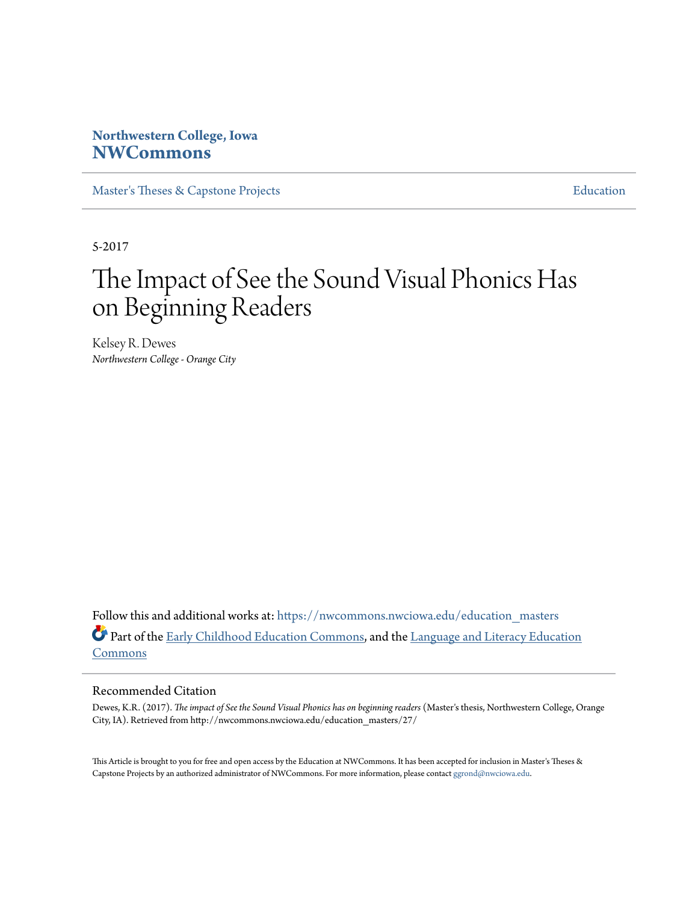Northwestern College, Iowa
**NWCommons**

Master's Theses & Capstone Projects | Education

5-2017

# The Impact of See the Sound Visual Phonics Has on Beginning Readers

Kelsey R. Dewes
*Northwestern College - Orange City*

Follow this and additional works at: https://nwcommons.nwciowa.edu/education_masters

Part of the Early Childhood Education Commons, and the Language and Literacy Education Commons

## Recommended Citation

Dewes, K.R. (2017). *The impact of See the Sound Visual Phonics has on beginning readers* (Master's thesis, Northwestern College, Orange City, IA). Retrieved from http://nwcommons.nwciowa.edu/education_masters/27/

This Article is brought to you for free and open access by the Education at NWCommons. It has been accepted for inclusion in Master's Theses & Capstone Projects by an authorized administrator of NWCommons. For more information, please contact ggrond@nwciowa.edu.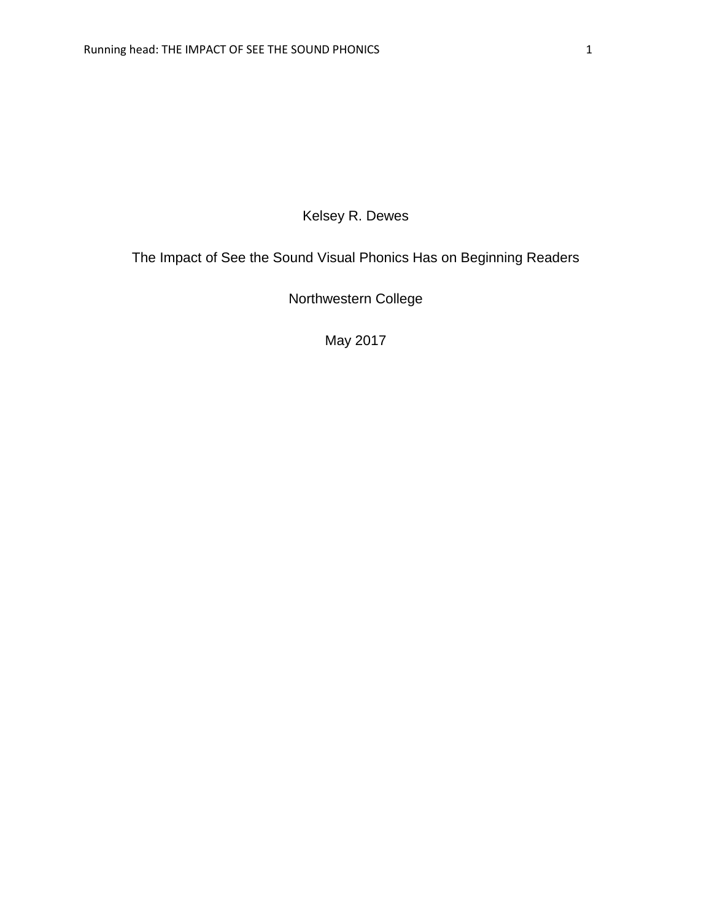Kelsey R. Dewes

The Impact of See the Sound Visual Phonics Has on Beginning Readers

Northwestern College

May 2017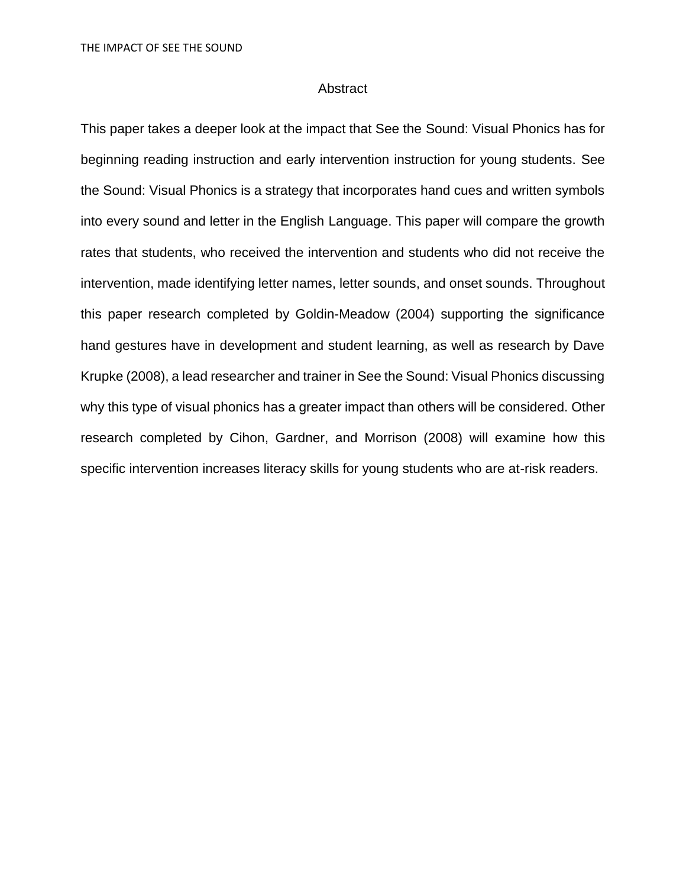# Abstract

This paper takes a deeper look at the impact that See the Sound: Visual Phonics has for beginning reading instruction and early intervention instruction for young students. See the Sound: Visual Phonics is a strategy that incorporates hand cues and written symbols into every sound and letter in the English Language. This paper will compare the growth rates that students, who received the intervention and students who did not receive the intervention, made identifying letter names, letter sounds, and onset sounds. Throughout this paper research completed by Goldin-Meadow (2004) supporting the significance hand gestures have in development and student learning, as well as research by Dave Krupke (2008), a lead researcher and trainer in See the Sound: Visual Phonics discussing why this type of visual phonics has a greater impact than others will be considered. Other research completed by Cihon, Gardner, and Morrison (2008) will examine how this specific intervention increases literacy skills for young students who are at-risk readers.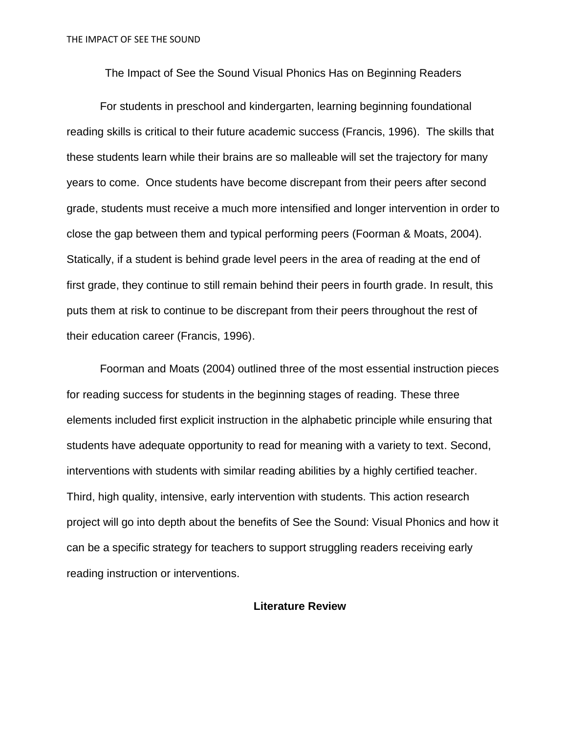# The Impact of See the Sound Visual Phonics Has on Beginning Readers

For students in preschool and kindergarten, learning beginning foundational reading skills is critical to their future academic success (Francis, 1996). The skills that these students learn while their brains are so malleable will set the trajectory for many years to come. Once students have become discrepant from their peers after second grade, students must receive a much more intensified and longer intervention in order to close the gap between them and typical performing peers (Foorman & Moats, 2004). Statically, if a student is behind grade level peers in the area of reading at the end of first grade, they continue to still remain behind their peers in fourth grade. In result, this puts them at risk to continue to be discrepant from their peers throughout the rest of their education career (Francis, 1996).

Foorman and Moats (2004) outlined three of the most essential instruction pieces for reading success for students in the beginning stages of reading. These three elements included first explicit instruction in the alphabetic principle while ensuring that students have adequate opportunity to read for meaning with a variety to text. Second, interventions with students with similar reading abilities by a highly certified teacher. Third, high quality, intensive, early intervention with students. This action research project will go into depth about the benefits of See the Sound: Visual Phonics and how it can be a specific strategy for teachers to support struggling readers receiving early reading instruction or interventions.

## Literature Review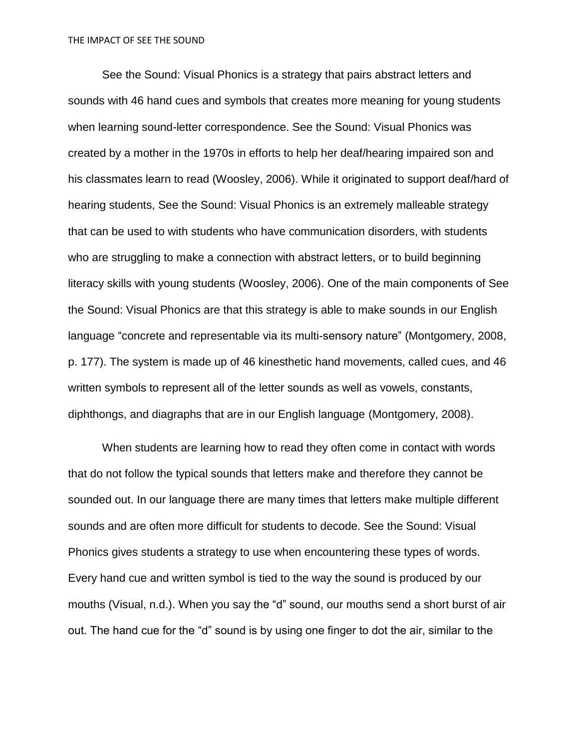See the Sound: Visual Phonics is a strategy that pairs abstract letters and sounds with 46 hand cues and symbols that creates more meaning for young students when learning sound-letter correspondence. See the Sound: Visual Phonics was created by a mother in the 1970s in efforts to help her deaf/hearing impaired son and his classmates learn to read (Woosley, 2006). While it originated to support deaf/hard of hearing students, See the Sound: Visual Phonics is an extremely malleable strategy that can be used to with students who have communication disorders, with students who are struggling to make a connection with abstract letters, or to build beginning literacy skills with young students (Woosley, 2006). One of the main components of See the Sound: Visual Phonics are that this strategy is able to make sounds in our English language "concrete and representable via its multi-sensory nature" (Montgomery, 2008, p. 177). The system is made up of 46 kinesthetic hand movements, called cues, and 46 written symbols to represent all of the letter sounds as well as vowels, constants, diphthongs, and diagraphs that are in our English language (Montgomery, 2008).

When students are learning how to read they often come in contact with words that do not follow the typical sounds that letters make and therefore they cannot be sounded out. In our language there are many times that letters make multiple different sounds and are often more difficult for students to decode. See the Sound: Visual Phonics gives students a strategy to use when encountering these types of words. Every hand cue and written symbol is tied to the way the sound is produced by our mouths (Visual, n.d.). When you say the "d" sound, our mouths send a short burst of air out. The hand cue for the "d" sound is by using one finger to dot the air, similar to the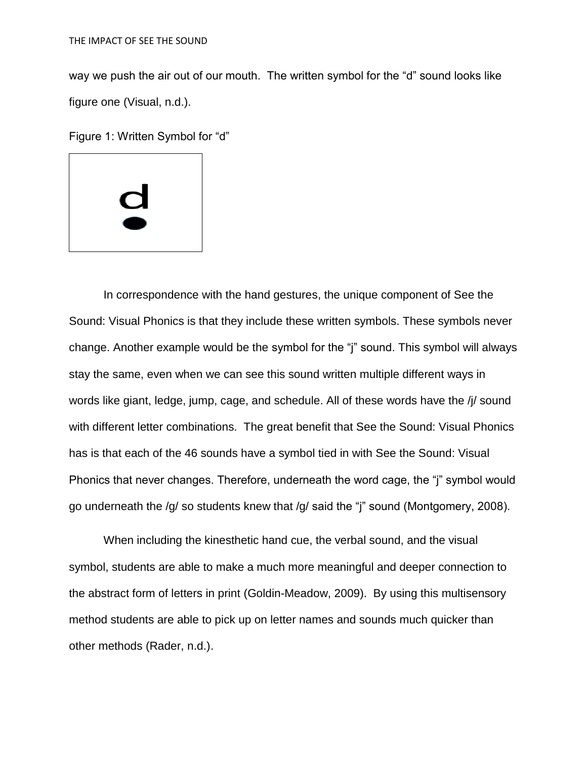way we push the air out of our mouth. The written symbol for the "d" sound looks like figure one (Visual, n.d.).

Figure 1: Written Symbol for "d"

In correspondence with the hand gestures, the unique component of See the Sound: Visual Phonics is that they include these written symbols. These symbols never change. Another example would be the symbol for the "j" sound. This symbol will always stay the same, even when we can see this sound written multiple different ways in words like giant, ledge, jump, cage, and schedule. All of these words have the /j/ sound with different letter combinations. The great benefit that See the Sound: Visual Phonics has is that each of the 46 sounds have a symbol tied in with See the Sound: Visual Phonics that never changes. Therefore, underneath the word cage, the "j" symbol would go underneath the /g/ so students knew that /g/ said the "j" sound (Montgomery, 2008).

When including the kinesthetic hand cue, the verbal sound, and the visual symbol, students are able to make a much more meaningful and deeper connection to the abstract form of letters in print (Goldin-Meadow, 2009). By using this multisensory method students are able to pick up on letter names and sounds much quicker than other methods (Rader, n.d.).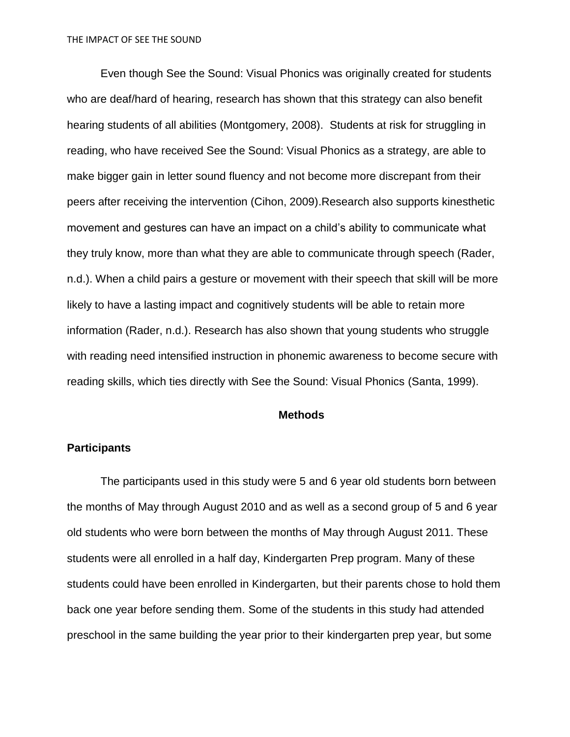Even though See the Sound: Visual Phonics was originally created for students who are deaf/hard of hearing, research has shown that this strategy can also benefit hearing students of all abilities (Montgomery, 2008). Students at risk for struggling in reading, who have received See the Sound: Visual Phonics as a strategy, are able to make bigger gain in letter sound fluency and not become more discrepant from their peers after receiving the intervention (Cihon, 2009).Research also supports kinesthetic movement and gestures can have an impact on a child's ability to communicate what they truly know, more than what they are able to communicate through speech (Rader, n.d.). When a child pairs a gesture or movement with their speech that skill will be more likely to have a lasting impact and cognitively students will be able to retain more information (Rader, n.d.). Research has also shown that young students who struggle with reading need intensified instruction in phonemic awareness to become secure with reading skills, which ties directly with See the Sound: Visual Phonics (Santa, 1999).

## Methods

### Participants

The participants used in this study were 5 and 6 year old students born between the months of May through August 2010 and as well as a second group of 5 and 6 year old students who were born between the months of May through August 2011. These students were all enrolled in a half day, Kindergarten Prep program. Many of these students could have been enrolled in Kindergarten, but their parents chose to hold them back one year before sending them. Some of the students in this study had attended preschool in the same building the year prior to their kindergarten prep year, but some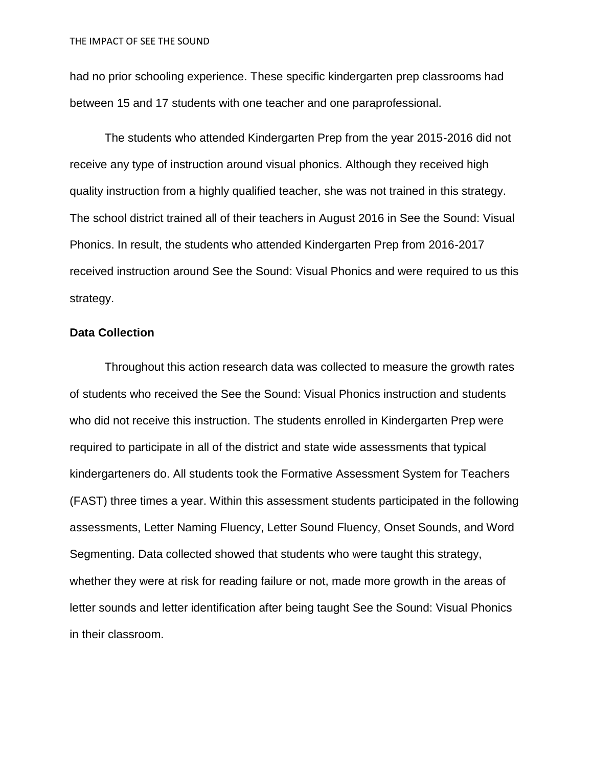had no prior schooling experience. These specific kindergarten prep classrooms had between 15 and 17 students with one teacher and one paraprofessional.

The students who attended Kindergarten Prep from the year 2015-2016 did not receive any type of instruction around visual phonics. Although they received high quality instruction from a highly qualified teacher, she was not trained in this strategy. The school district trained all of their teachers in August 2016 in See the Sound: Visual Phonics. In result, the students who attended Kindergarten Prep from 2016-2017 received instruction around See the Sound: Visual Phonics and were required to us this strategy.

**Data Collection**

Throughout this action research data was collected to measure the growth rates of students who received the See the Sound: Visual Phonics instruction and students who did not receive this instruction. The students enrolled in Kindergarten Prep were required to participate in all of the district and state wide assessments that typical kindergarteners do. All students took the Formative Assessment System for Teachers (FAST) three times a year. Within this assessment students participated in the following assessments, Letter Naming Fluency, Letter Sound Fluency, Onset Sounds, and Word Segmenting. Data collected showed that students who were taught this strategy, whether they were at risk for reading failure or not, made more growth in the areas of letter sounds and letter identification after being taught See the Sound: Visual Phonics in their classroom.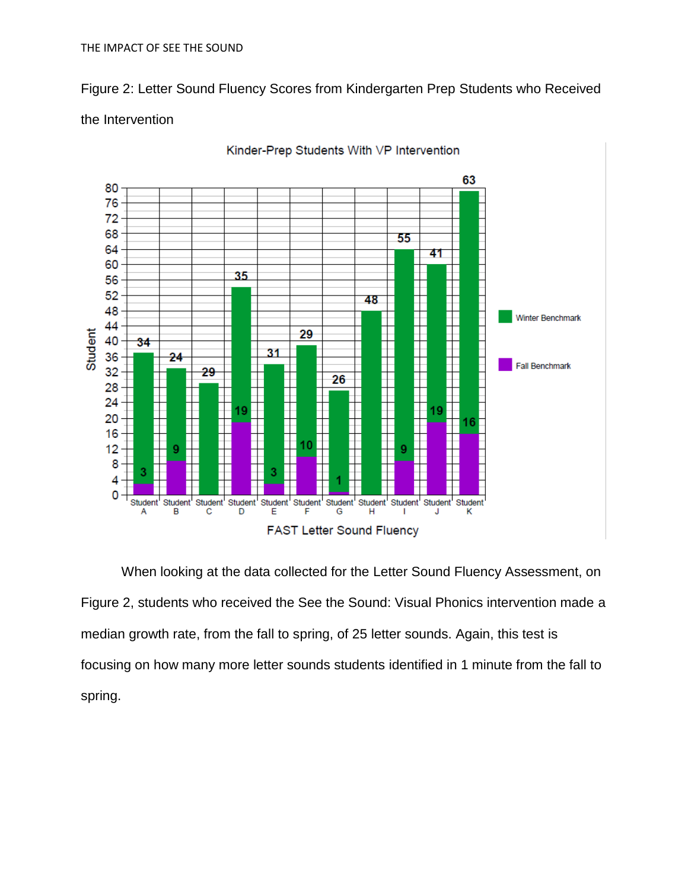Figure 2: Letter Sound Fluency Scores from Kindergarten Prep Students who Received the Intervention

When looking at the data collected for the Letter Sound Fluency Assessment, on Figure 2, students who received the See the Sound: Visual Phonics intervention made a median growth rate, from the fall to spring, of 25 letter sounds. Again, this test is focusing on how many more letter sounds students identified in 1 minute from the fall to spring.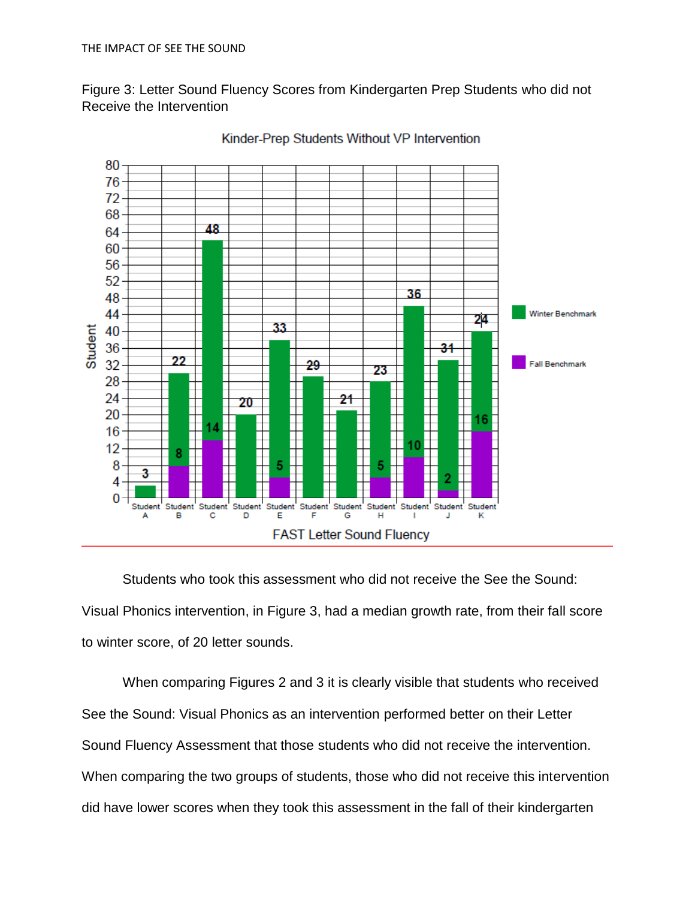Figure 3: Letter Sound Fluency Scores from Kindergarten Prep Students who did not Receive the Intervention

Students who took this assessment who did not receive the See the Sound: Visual Phonics intervention, in Figure 3, had a median growth rate, from their fall score to winter score, of 20 letter sounds.

When comparing Figures 2 and 3 it is clearly visible that students who received See the Sound: Visual Phonics as an intervention performed better on their Letter Sound Fluency Assessment that those students who did not receive the intervention. When comparing the two groups of students, those who did not receive this intervention did have lower scores when they took this assessment in the fall of their kindergarten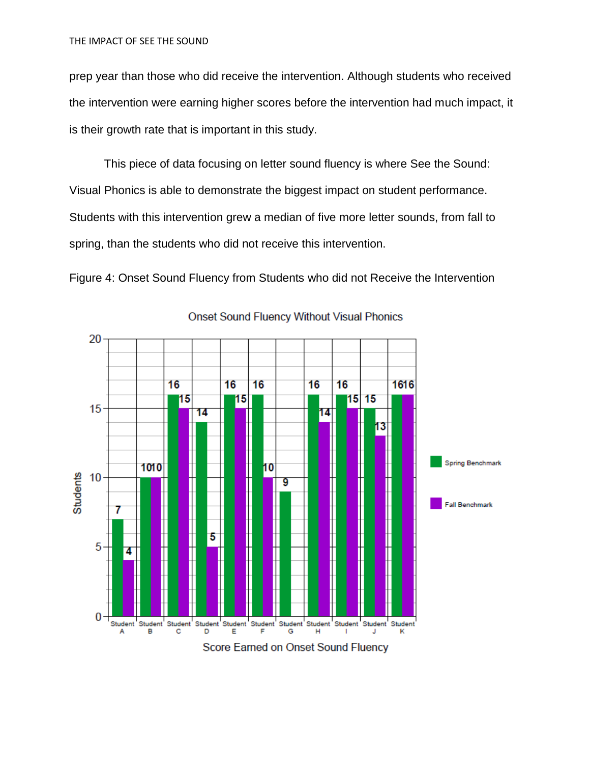prep year than those who did receive the intervention. Although students who received the intervention were earning higher scores before the intervention had much impact, it is their growth rate that is important in this study.

This piece of data focusing on letter sound fluency is where See the Sound: Visual Phonics is able to demonstrate the biggest impact on student performance. Students with this intervention grew a median of five more letter sounds, from fall to spring, than the students who did not receive this intervention.

Figure 4: Onset Sound Fluency from Students who did not Receive the Intervention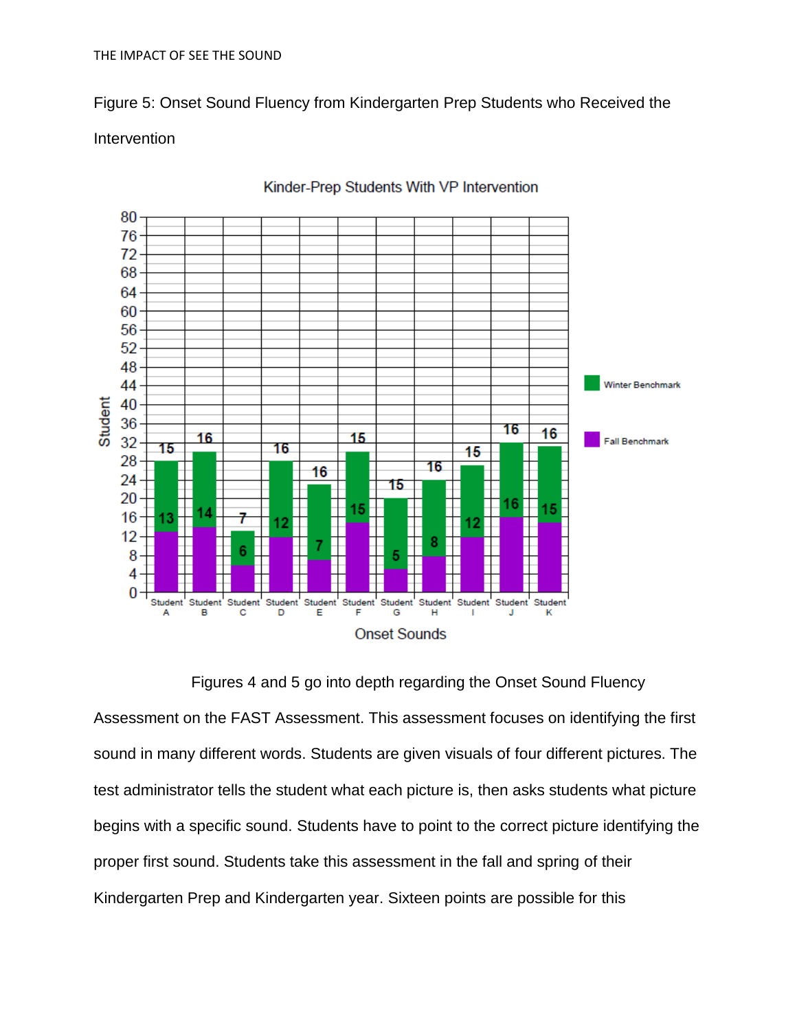Figure 5: Onset Sound Fluency from Kindergarten Prep Students who Received the Intervention

Figures 4 and 5 go into depth regarding the Onset Sound Fluency Assessment on the FAST Assessment. This assessment focuses on identifying the first sound in many different words. Students are given visuals of four different pictures. The test administrator tells the student what each picture is, then asks students what picture begins with a specific sound. Students have to point to the correct picture identifying the proper first sound. Students take this assessment in the fall and spring of their Kindergarten Prep and Kindergarten year. Sixteen points are possible for this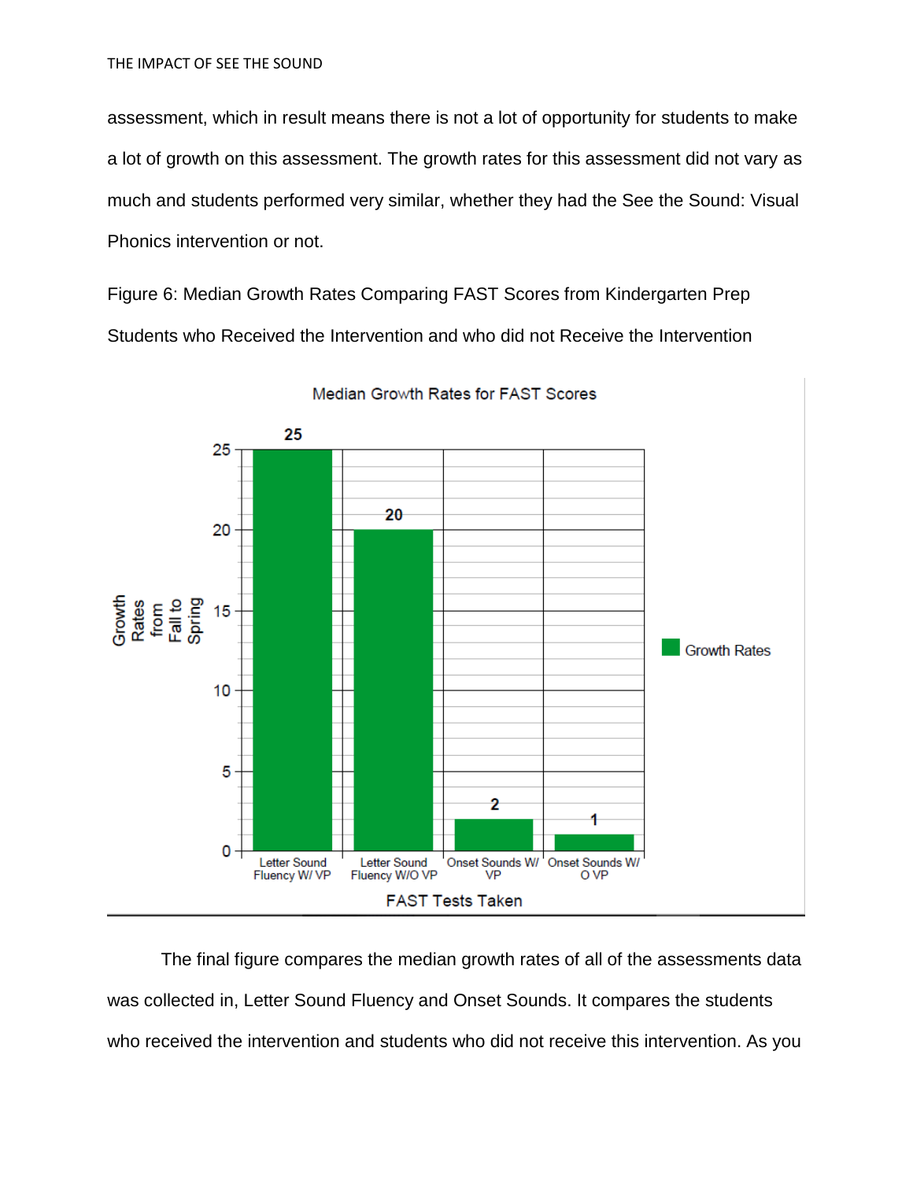assessment, which in result means there is not a lot of opportunity for students to make a lot of growth on this assessment. The growth rates for this assessment did not vary as much and students performed very similar, whether they had the See the Sound: Visual Phonics intervention or not.

Figure 6: Median Growth Rates Comparing FAST Scores from Kindergarten Prep Students who Received the Intervention and who did not Receive the Intervention

Median Growth Rates for FAST Scores

| FAST Tests Taken | Growth Rates from Fall to Spring |
|---|---|
| Letter Sound Fluency W/ VP | 25 |
| Letter Sound Fluency W/O VP | 20 |
| Onset Sounds W/ VP | 2 |
| Onset Sounds W/ O VP | 1 |

The final figure compares the median growth rates of all of the assessments data was collected in, Letter Sound Fluency and Onset Sounds. It compares the students who received the intervention and students who did not receive this intervention. As you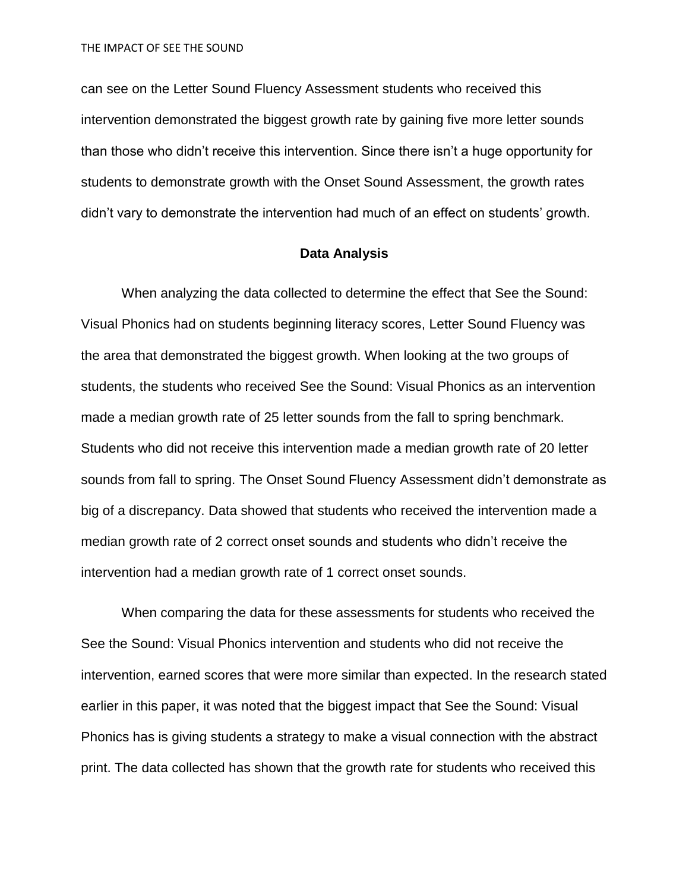can see on the Letter Sound Fluency Assessment students who received this intervention demonstrated the biggest growth rate by gaining five more letter sounds than those who didn't receive this intervention. Since there isn't a huge opportunity for students to demonstrate growth with the Onset Sound Assessment, the growth rates didn't vary to demonstrate the intervention had much of an effect on students' growth.

## Data Analysis

When analyzing the data collected to determine the effect that See the Sound: Visual Phonics had on students beginning literacy scores, Letter Sound Fluency was the area that demonstrated the biggest growth. When looking at the two groups of students, the students who received See the Sound: Visual Phonics as an intervention made a median growth rate of 25 letter sounds from the fall to spring benchmark. Students who did not receive this intervention made a median growth rate of 20 letter sounds from fall to spring. The Onset Sound Fluency Assessment didn't demonstrate as big of a discrepancy. Data showed that students who received the intervention made a median growth rate of 2 correct onset sounds and students who didn't receive the intervention had a median growth rate of 1 correct onset sounds.

When comparing the data for these assessments for students who received the See the Sound: Visual Phonics intervention and students who did not receive the intervention, earned scores that were more similar than expected. In the research stated earlier in this paper, it was noted that the biggest impact that See the Sound: Visual Phonics has is giving students a strategy to make a visual connection with the abstract print. The data collected has shown that the growth rate for students who received this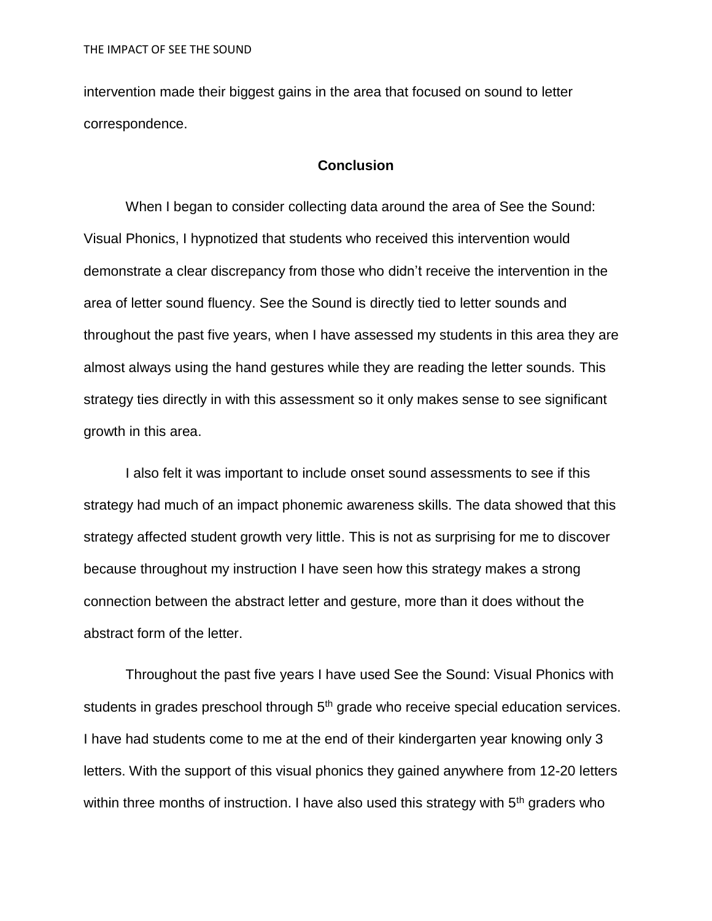intervention made their biggest gains in the area that focused on sound to letter correspondence.

## Conclusion

When I began to consider collecting data around the area of See the Sound: Visual Phonics, I hypnotized that students who received this intervention would demonstrate a clear discrepancy from those who didn't receive the intervention in the area of letter sound fluency. See the Sound is directly tied to letter sounds and throughout the past five years, when I have assessed my students in this area they are almost always using the hand gestures while they are reading the letter sounds. This strategy ties directly in with this assessment so it only makes sense to see significant growth in this area.

I also felt it was important to include onset sound assessments to see if this strategy had much of an impact phonemic awareness skills. The data showed that this strategy affected student growth very little. This is not as surprising for me to discover because throughout my instruction I have seen how this strategy makes a strong connection between the abstract letter and gesture, more than it does without the abstract form of the letter.

Throughout the past five years I have used See the Sound: Visual Phonics with students in grades preschool through 5th grade who receive special education services. I have had students come to me at the end of their kindergarten year knowing only 3 letters. With the support of this visual phonics they gained anywhere from 12-20 letters within three months of instruction. I have also used this strategy with 5th graders who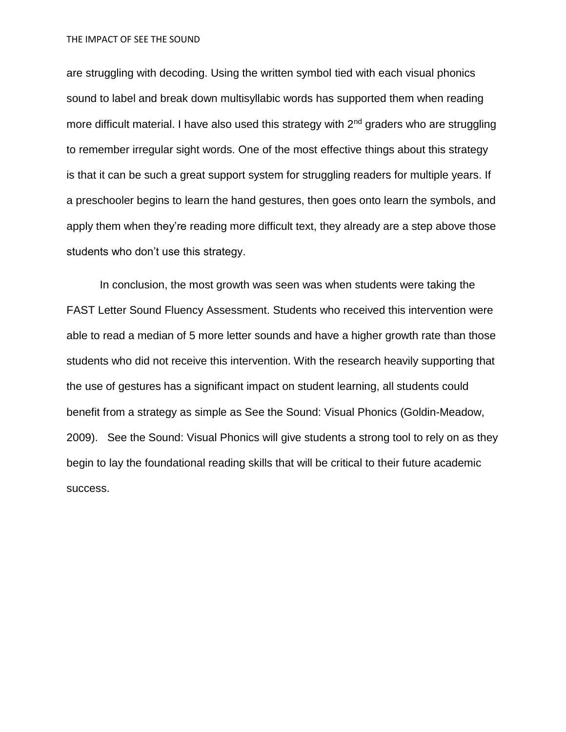are struggling with decoding. Using the written symbol tied with each visual phonics sound to label and break down multisyllabic words has supported them when reading more difficult material. I have also used this strategy with 2nd graders who are struggling to remember irregular sight words. One of the most effective things about this strategy is that it can be such a great support system for struggling readers for multiple years. If a preschooler begins to learn the hand gestures, then goes onto learn the symbols, and apply them when they're reading more difficult text, they already are a step above those students who don't use this strategy.

In conclusion, the most growth was seen was when students were taking the FAST Letter Sound Fluency Assessment. Students who received this intervention were able to read a median of 5 more letter sounds and have a higher growth rate than those students who did not receive this intervention. With the research heavily supporting that the use of gestures has a significant impact on student learning, all students could benefit from a strategy as simple as See the Sound: Visual Phonics (Goldin-Meadow, 2009). See the Sound: Visual Phonics will give students a strong tool to rely on as they begin to lay the foundational reading skills that will be critical to their future academic success.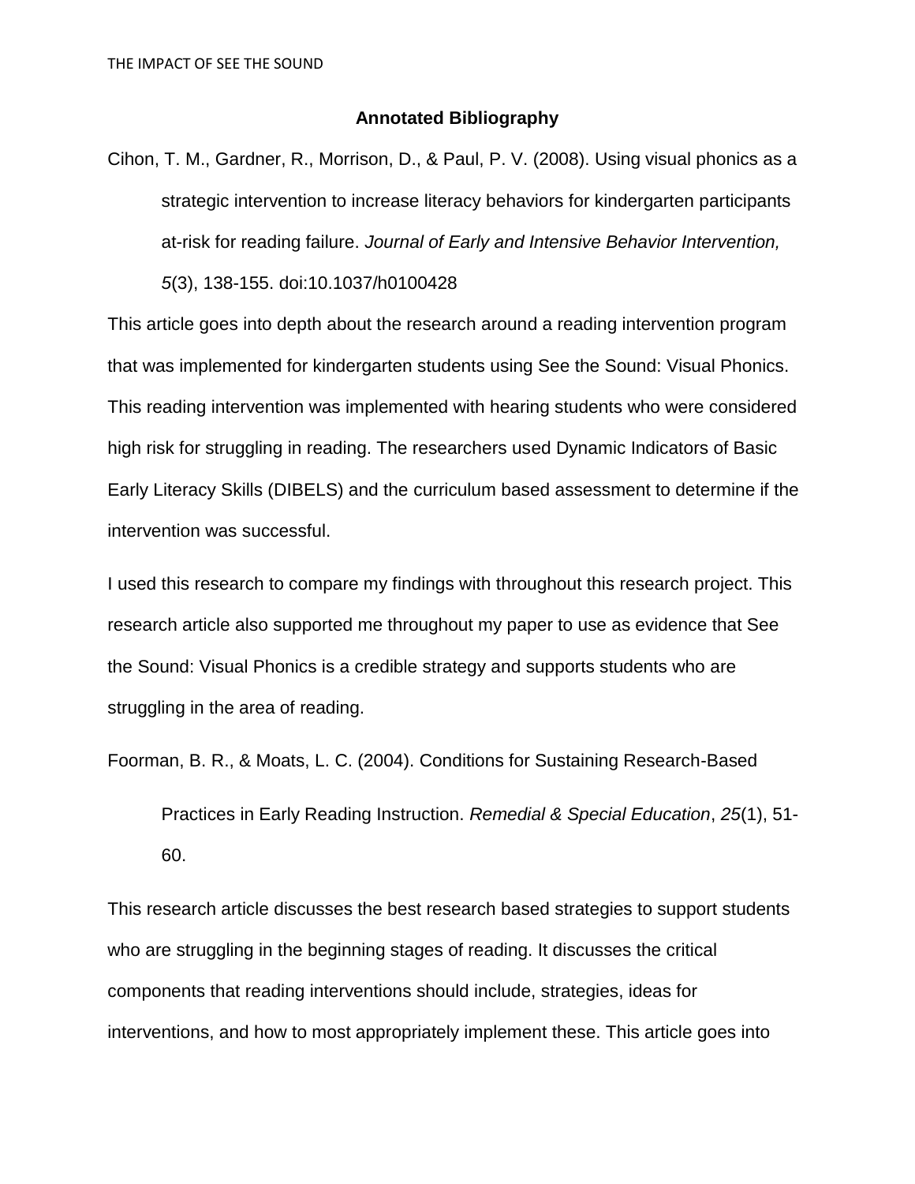## Annotated Bibliography

Cihon, T. M., Gardner, R., Morrison, D., & Paul, P. V. (2008). Using visual phonics as a strategic intervention to increase literacy behaviors for kindergarten participants at-risk for reading failure. *Journal of Early and Intensive Behavior Intervention, 5*(3), 138-155. doi:10.1037/h0100428

This article goes into depth about the research around a reading intervention program that was implemented for kindergarten students using See the Sound: Visual Phonics. This reading intervention was implemented with hearing students who were considered high risk for struggling in reading. The researchers used Dynamic Indicators of Basic Early Literacy Skills (DIBELS) and the curriculum based assessment to determine if the intervention was successful.

I used this research to compare my findings with throughout this research project. This research article also supported me throughout my paper to use as evidence that See the Sound: Visual Phonics is a credible strategy and supports students who are struggling in the area of reading.

Foorman, B. R., & Moats, L. C. (2004). Conditions for Sustaining Research-Based Practices in Early Reading Instruction. *Remedial & Special Education*, *25*(1), 51-60.

This research article discusses the best research based strategies to support students who are struggling in the beginning stages of reading. It discusses the critical components that reading interventions should include, strategies, ideas for interventions, and how to most appropriately implement these. This article goes into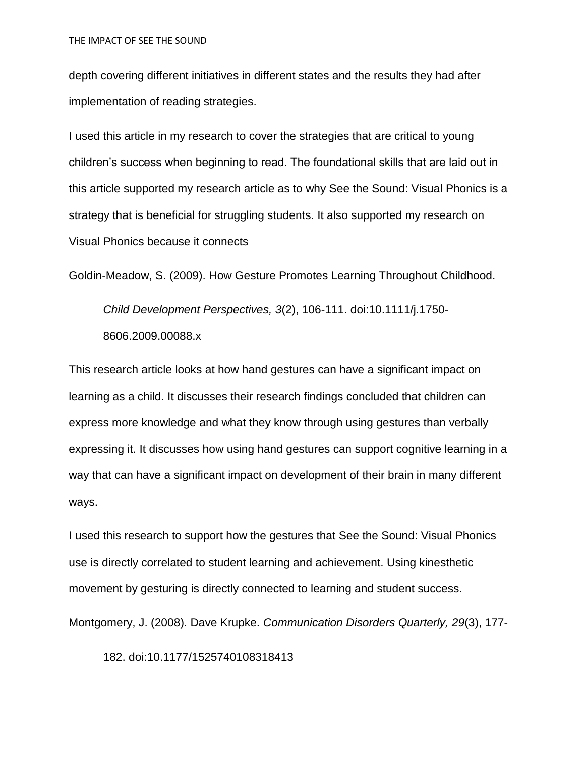depth covering different initiatives in different states and the results they had after implementation of reading strategies.

I used this article in my research to cover the strategies that are critical to young children's success when beginning to read. The foundational skills that are laid out in this article supported my research article as to why See the Sound: Visual Phonics is a strategy that is beneficial for struggling students. It also supported my research on Visual Phonics because it connects

Goldin-Meadow, S. (2009). How Gesture Promotes Learning Throughout Childhood. *Child Development Perspectives, 3*(2), 106-111. doi:10.1111/j.1750-8606.2009.00088.x

This research article looks at how hand gestures can have a significant impact on learning as a child. It discusses their research findings concluded that children can express more knowledge and what they know through using gestures than verbally expressing it. It discusses how using hand gestures can support cognitive learning in a way that can have a significant impact on development of their brain in many different ways.

I used this research to support how the gestures that See the Sound: Visual Phonics use is directly correlated to student learning and achievement. Using kinesthetic movement by gesturing is directly connected to learning and student success.

Montgomery, J. (2008). Dave Krupke. *Communication Disorders Quarterly, 29*(3), 177-182. doi:10.1177/1525740108318413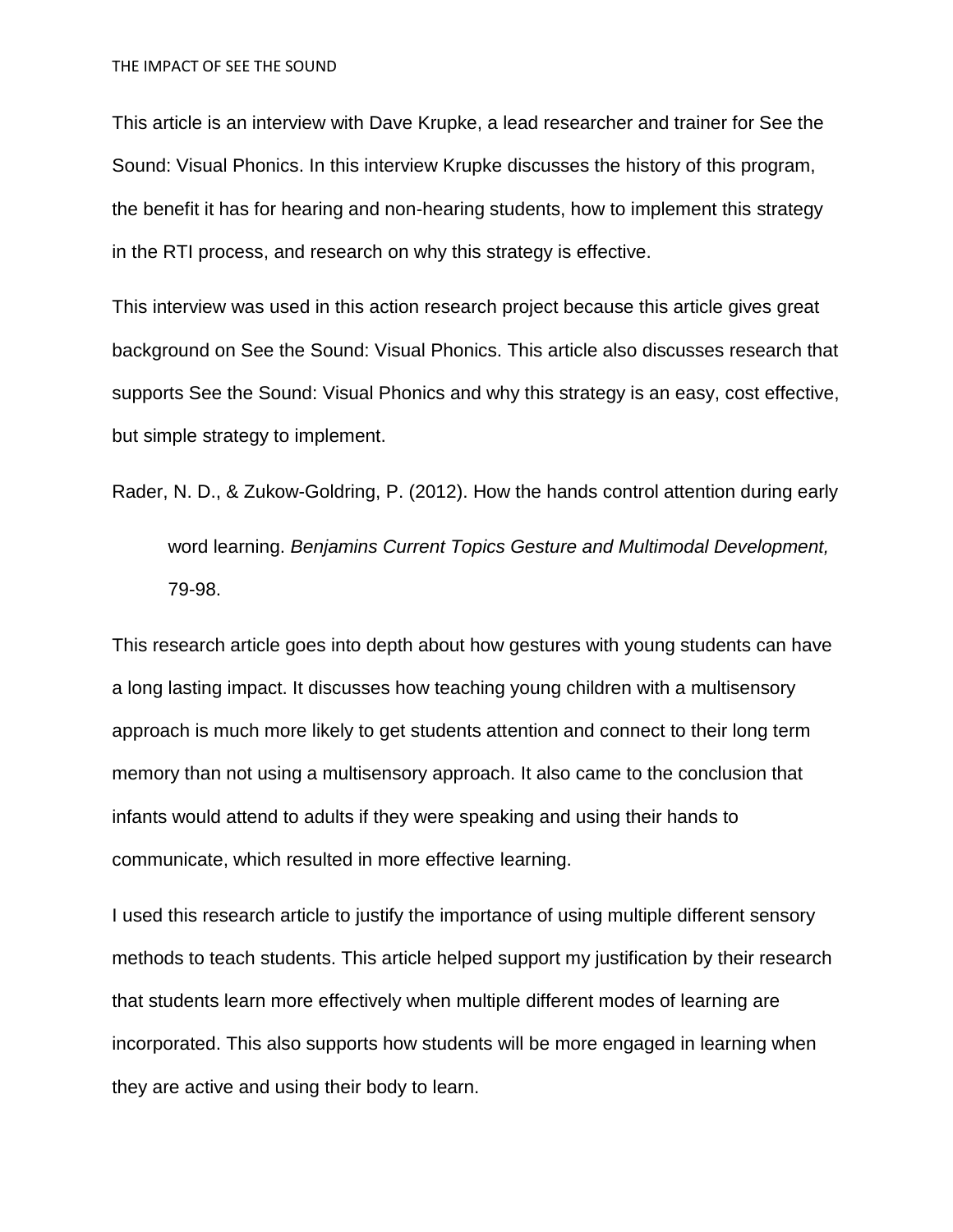This article is an interview with Dave Krupke, a lead researcher and trainer for See the Sound: Visual Phonics. In this interview Krupke discusses the history of this program, the benefit it has for hearing and non-hearing students, how to implement this strategy in the RTI process, and research on why this strategy is effective.

This interview was used in this action research project because this article gives great background on See the Sound: Visual Phonics. This article also discusses research that supports See the Sound: Visual Phonics and why this strategy is an easy, cost effective, but simple strategy to implement.

Rader, N. D., & Zukow-Goldring, P. (2012). How the hands control attention during early word learning. *Benjamins Current Topics Gesture and Multimodal Development,* 79-98.

This research article goes into depth about how gestures with young students can have a long lasting impact. It discusses how teaching young children with a multisensory approach is much more likely to get students attention and connect to their long term memory than not using a multisensory approach. It also came to the conclusion that infants would attend to adults if they were speaking and using their hands to communicate, which resulted in more effective learning.

I used this research article to justify the importance of using multiple different sensory methods to teach students. This article helped support my justification by their research that students learn more effectively when multiple different modes of learning are incorporated. This also supports how students will be more engaged in learning when they are active and using their body to learn.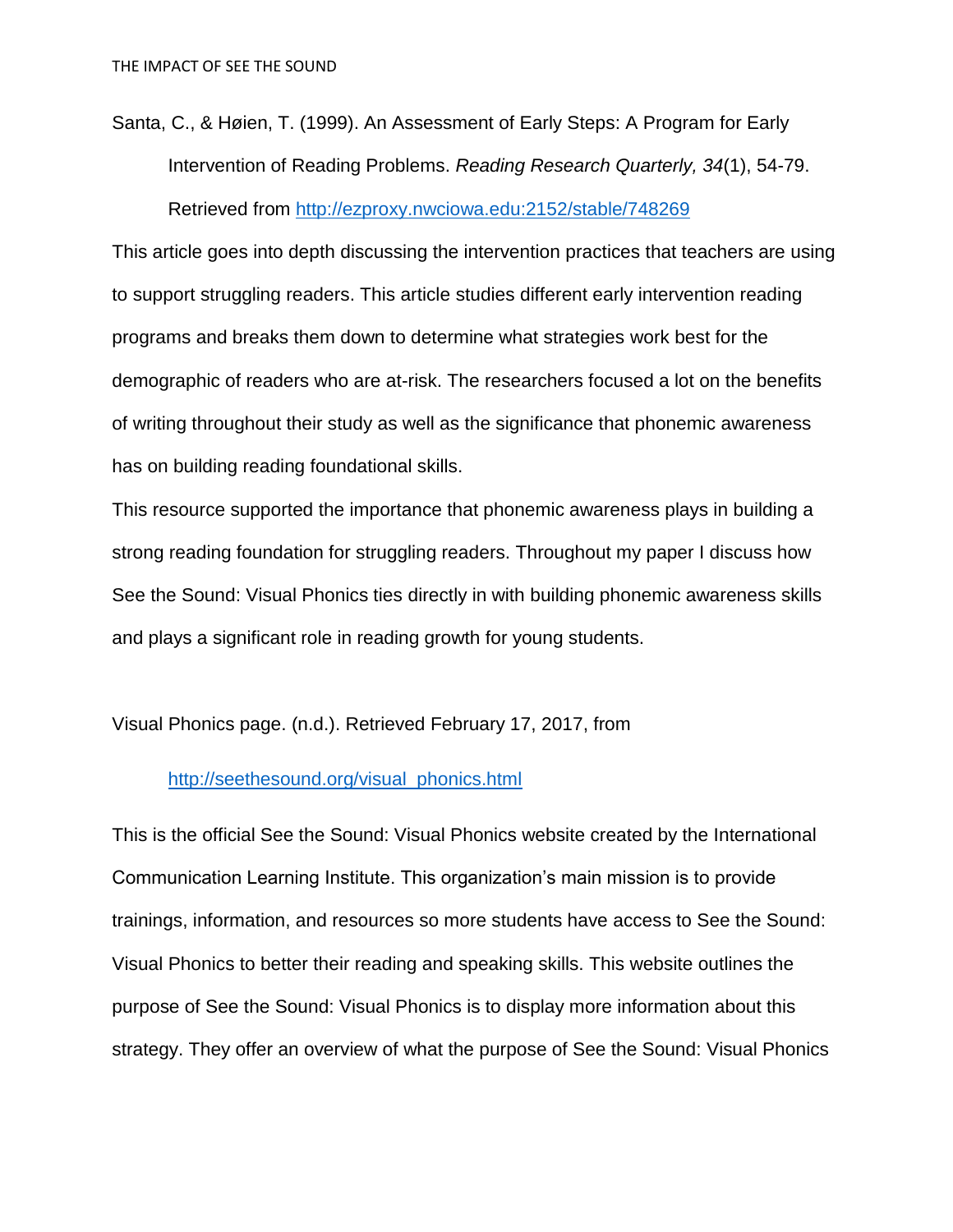Santa, C., & Høien, T. (1999). An Assessment of Early Steps: A Program for Early Intervention of Reading Problems. *Reading Research Quarterly, 34*(1), 54-79. Retrieved from http://ezproxy.nwciowa.edu:2152/stable/748269

This article goes into depth discussing the intervention practices that teachers are using to support struggling readers. This article studies different early intervention reading programs and breaks them down to determine what strategies work best for the demographic of readers who are at-risk. The researchers focused a lot on the benefits of writing throughout their study as well as the significance that phonemic awareness has on building reading foundational skills.

This resource supported the importance that phonemic awareness plays in building a strong reading foundation for struggling readers. Throughout my paper I discuss how See the Sound: Visual Phonics ties directly in with building phonemic awareness skills and plays a significant role in reading growth for young students.

Visual Phonics page. (n.d.). Retrieved February 17, 2017, from http://seethesound.org/visual_phonics.html

This is the official See the Sound: Visual Phonics website created by the International Communication Learning Institute. This organization's main mission is to provide trainings, information, and resources so more students have access to See the Sound: Visual Phonics to better their reading and speaking skills. This website outlines the purpose of See the Sound: Visual Phonics is to display more information about this strategy. They offer an overview of what the purpose of See the Sound: Visual Phonics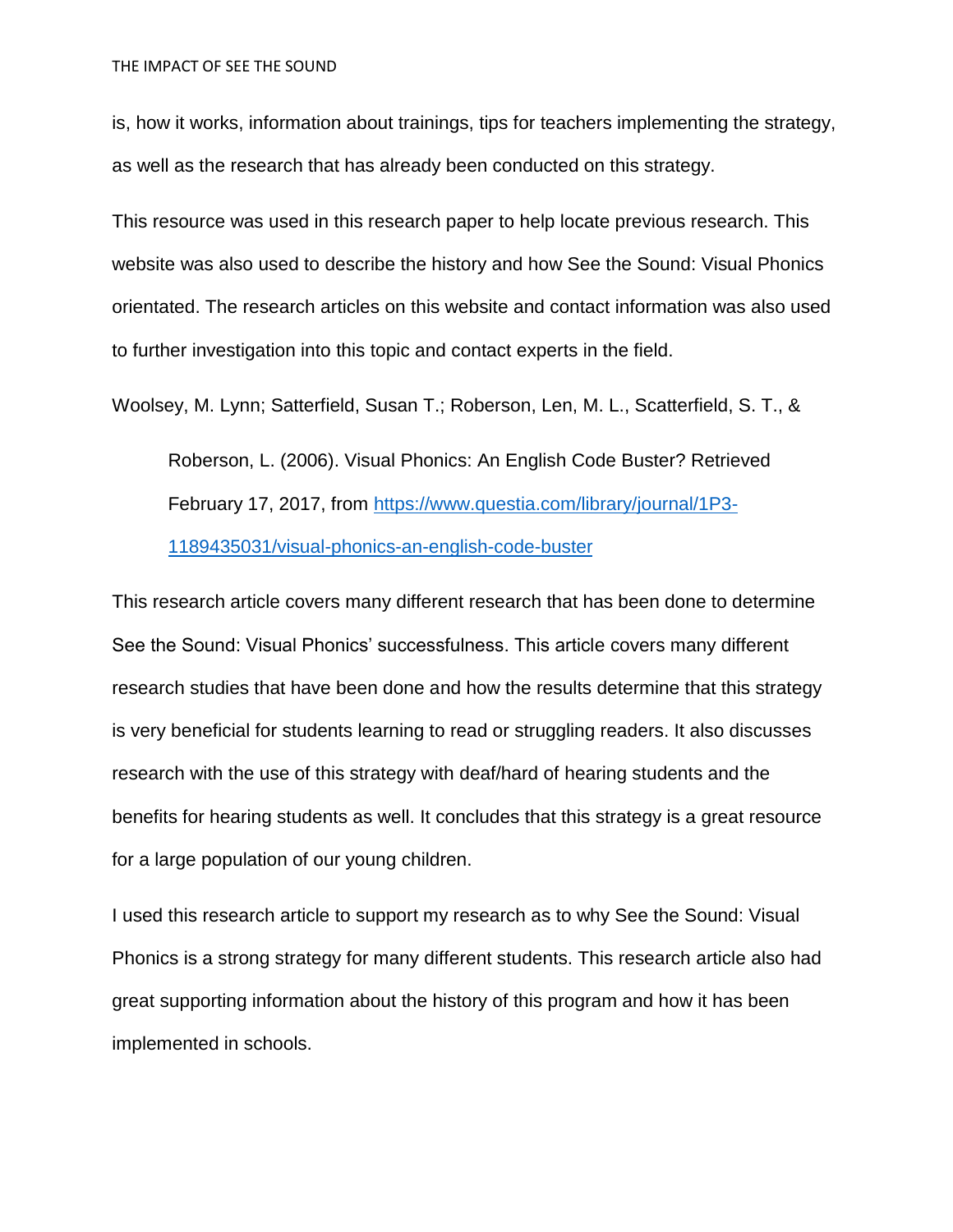is, how it works, information about trainings, tips for teachers implementing the strategy, as well as the research that has already been conducted on this strategy.

This resource was used in this research paper to help locate previous research. This website was also used to describe the history and how See the Sound: Visual Phonics orientated. The research articles on this website and contact information was also used to further investigation into this topic and contact experts in the field.

Woolsey, M. Lynn; Satterfield, Susan T.; Roberson, Len, M. L., Scatterfield, S. T., & Roberson, L. (2006). Visual Phonics: An English Code Buster? Retrieved February 17, 2017, from [https://www.questia.com/library/journal/1P3-1189435031/visual-phonics-an-english-code-buster](https://www.questia.com/library/journal/1P3-1189435031/visual-phonics-an-english-code-buster)

This research article covers many different research that has been done to determine See the Sound: Visual Phonics' successfulness. This article covers many different research studies that have been done and how the results determine that this strategy is very beneficial for students learning to read or struggling readers. It also discusses research with the use of this strategy with deaf/hard of hearing students and the benefits for hearing students as well. It concludes that this strategy is a great resource for a large population of our young children.

I used this research article to support my research as to why See the Sound: Visual Phonics is a strong strategy for many different students. This research article also had great supporting information about the history of this program and how it has been implemented in schools.